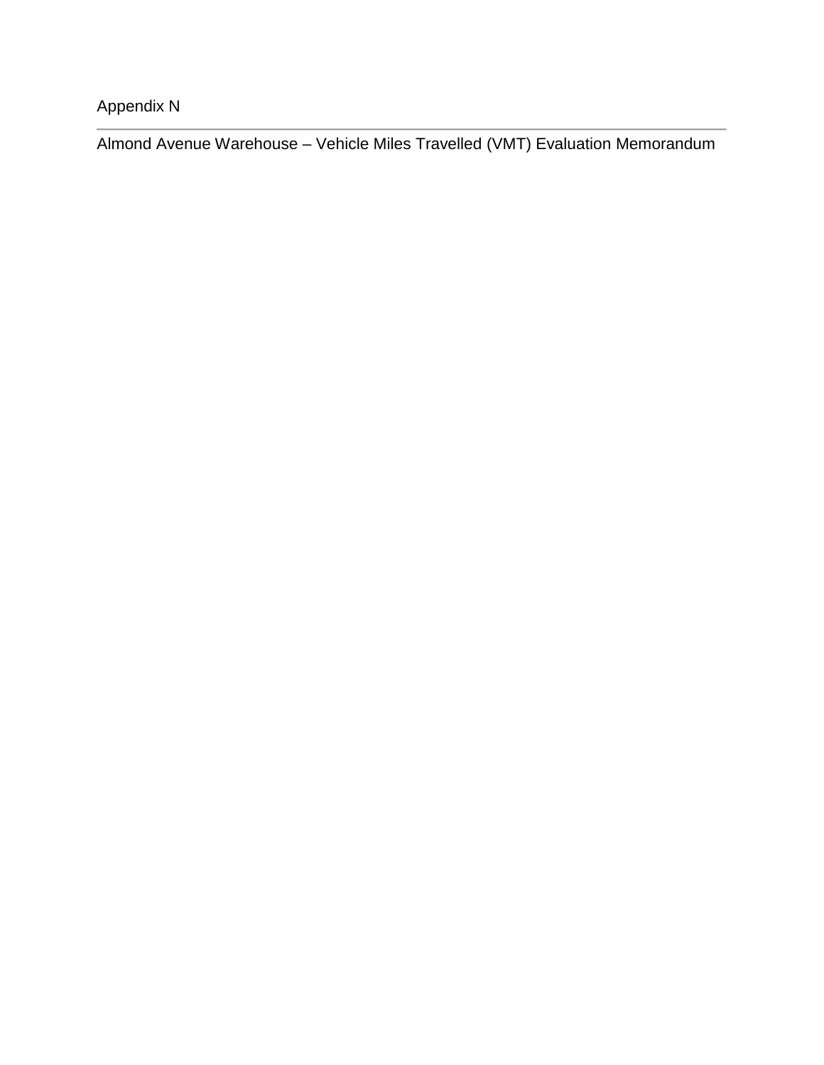Appendix N

---

Almond Avenue Warehouse – Vehicle Miles Travelled (VMT) Evaluation Memorandum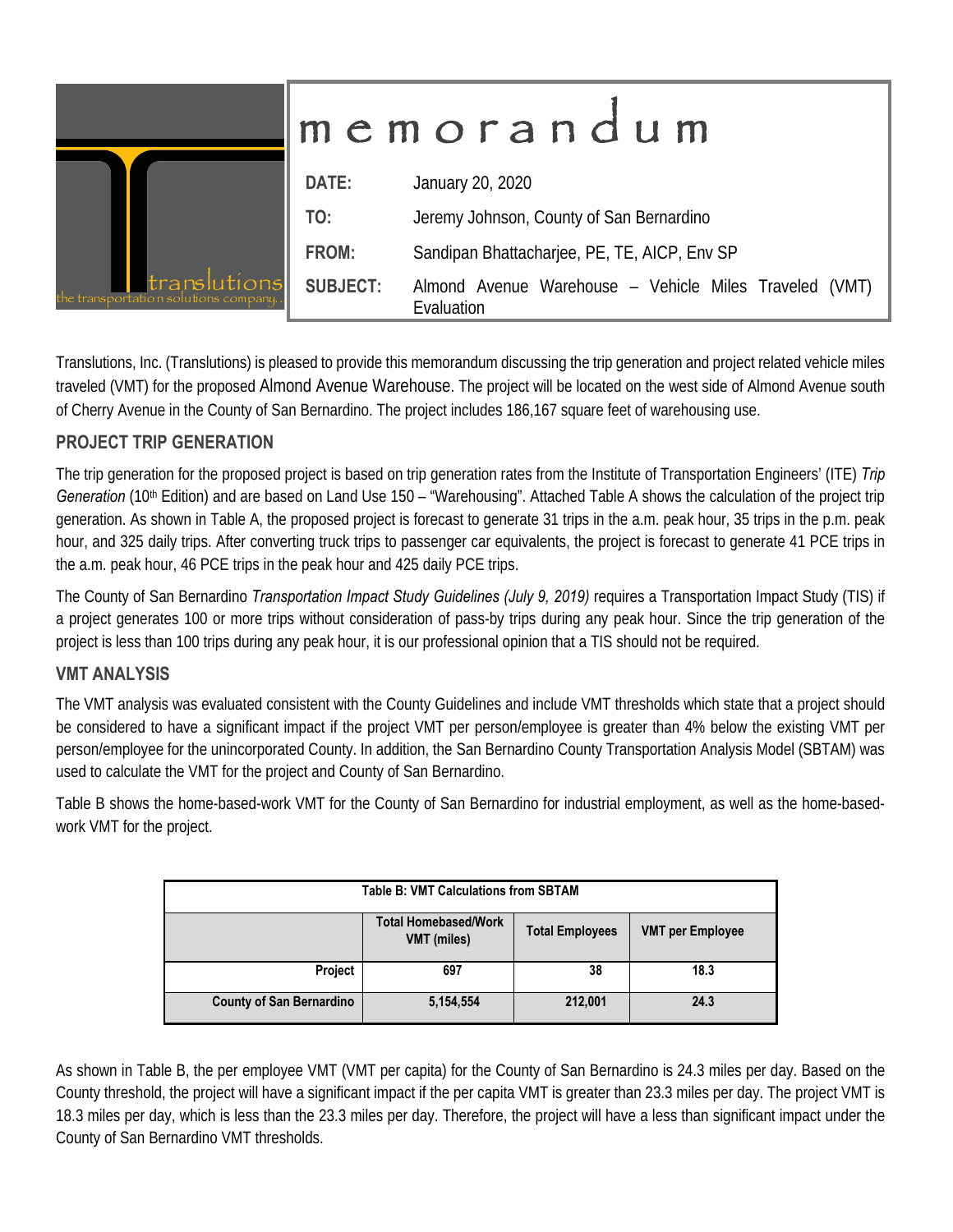# memorandum

| | |
|---|---|
| **DATE:** | January 20, 2020 |
| **TO:** | Jeremy Johnson, County of San Bernardino |
| **FROM:** | Sandipan Bhattacharjee, PE, TE, AICP, Env SP |
| **SUBJECT:** | Almond Avenue Warehouse – Vehicle Miles Traveled (VMT) Evaluation |

Translutions, Inc. (Translutions) is pleased to provide this memorandum discussing the trip generation and project related vehicle miles traveled (VMT) for the proposed Almond Avenue Warehouse. The project will be located on the west side of Almond Avenue south of Cherry Avenue in the County of San Bernardino. The project includes 186,167 square feet of warehousing use.

## PROJECT TRIP GENERATION

The trip generation for the proposed project is based on trip generation rates from the Institute of Transportation Engineers' (ITE) *Trip Generation* (10th Edition) and are based on Land Use 150 – "Warehousing". Attached Table A shows the calculation of the project trip generation. As shown in Table A, the proposed project is forecast to generate 31 trips in the a.m. peak hour, 35 trips in the p.m. peak hour, and 325 daily trips. After converting truck trips to passenger car equivalents, the project is forecast to generate 41 PCE trips in the a.m. peak hour, 46 PCE trips in the peak hour and 425 daily PCE trips.

The County of San Bernardino *Transportation Impact Study Guidelines (July 9, 2019)* requires a Transportation Impact Study (TIS) if a project generates 100 or more trips without consideration of pass-by trips during any peak hour. Since the trip generation of the project is less than 100 trips during any peak hour, it is our professional opinion that a TIS should not be required.

## VMT ANALYSIS

The VMT analysis was evaluated consistent with the County Guidelines and include VMT thresholds which state that a project should be considered to have a significant impact if the project VMT per person/employee is greater than 4% below the existing VMT per person/employee for the unincorporated County. In addition, the San Bernardino County Transportation Analysis Model (SBTAM) was used to calculate the VMT for the project and County of San Bernardino.

Table B shows the home-based-work VMT for the County of San Bernardino for industrial employment, as well as the home-based-work VMT for the project.

**Table B: VMT Calculations from SBTAM**

| | Total Homebased/Work VMT (miles) | Total Employees | VMT per Employee |
|---|---|---|---|
| **Project** | 697 | 38 | 18.3 |
| **County of San Bernardino** | 5,154,554 | 212,001 | 24.3 |

As shown in Table B, the per employee VMT (VMT per capita) for the County of San Bernardino is 24.3 miles per day. Based on the County threshold, the project will have a significant impact if the per capita VMT is greater than 23.3 miles per day. The project VMT is 18.3 miles per day, which is less than the 23.3 miles per day. Therefore, the project will have a less than significant impact under the County of San Bernardino VMT thresholds.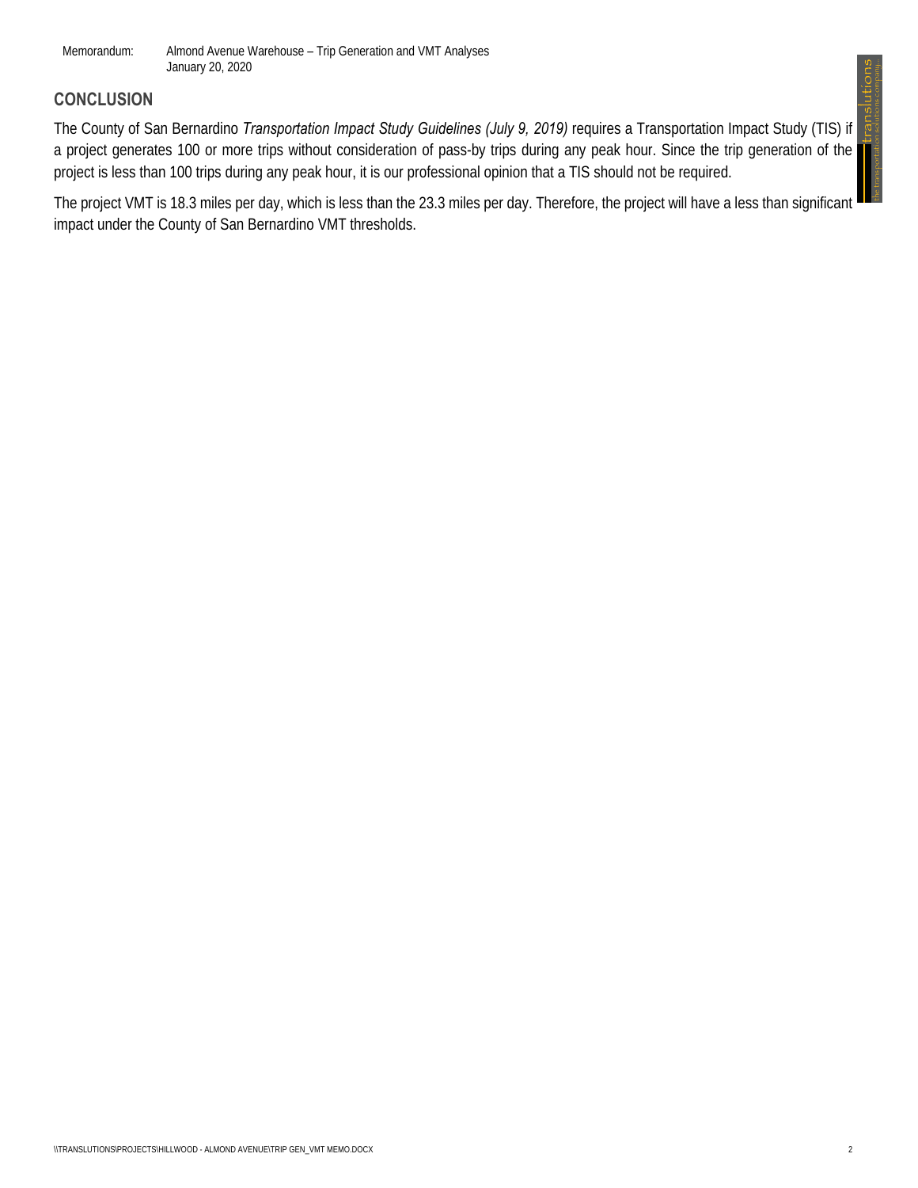## CONCLUSION

The County of San Bernardino *Transportation Impact Study Guidelines (July 9, 2019)* requires a Transportation Impact Study (TIS) if a project generates 100 or more trips without consideration of pass-by trips during any peak hour. Since the trip generation of the project is less than 100 trips during any peak hour, it is our professional opinion that a TIS should not be required.

The project VMT is 18.3 miles per day, which is less than the 23.3 miles per day. Therefore, the project will have a less than significant impact under the County of San Bernardino VMT thresholds.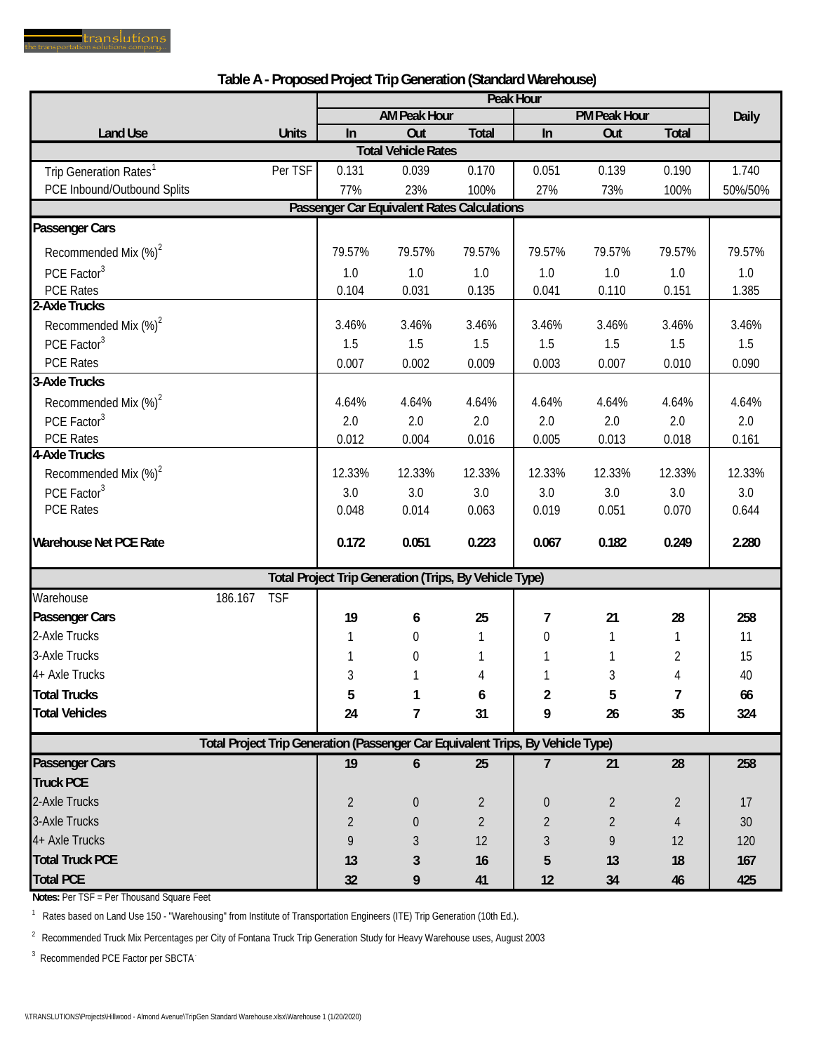translutions
the transportation solutions company...

## Table A - Proposed Project Trip Generation (Standard Warehouse)

| Land Use | Units | AM Peak Hour In | AM Peak Hour Out | AM Peak Hour Total | PM Peak Hour In | PM Peak Hour Out | PM Peak Hour Total | Daily |
|---|---|---|---|---|---|---|---|---|
| **Total Vehicle Rates** | | | | | | | | |
| Trip Generation Rates[1] | Per TSF | 0.131 | 0.039 | 0.170 | 0.051 | 0.139 | 0.190 | 1.740 |
| PCE Inbound/Outbound Splits | | 77% | 23% | 100% | 27% | 73% | 100% | 50%/50% |
| **Passenger Car Equivalent Rates Calculations** | | | | | | | | |
| **Passenger Cars** | | | | | | | | |
| Recommended Mix (%)[2] | | 79.57% | 79.57% | 79.57% | 79.57% | 79.57% | 79.57% | 79.57% |
| PCE Factor[3] | | 1.0 | 1.0 | 1.0 | 1.0 | 1.0 | 1.0 | 1.0 |
| PCE Rates | | 0.104 | 0.031 | 0.135 | 0.041 | 0.110 | 0.151 | 1.385 |
| **2-Axle Trucks** | | | | | | | | |
| Recommended Mix (%)[2] | | 3.46% | 3.46% | 3.46% | 3.46% | 3.46% | 3.46% | 3.46% |
| PCE Factor[3] | | 1.5 | 1.5 | 1.5 | 1.5 | 1.5 | 1.5 | 1.5 |
| PCE Rates | | 0.007 | 0.002 | 0.009 | 0.003 | 0.007 | 0.010 | 0.090 |
| **3-Axle Trucks** | | | | | | | | |
| Recommended Mix (%)[2] | | 4.64% | 4.64% | 4.64% | 4.64% | 4.64% | 4.64% | 4.64% |
| PCE Factor[3] | | 2.0 | 2.0 | 2.0 | 2.0 | 2.0 | 2.0 | 2.0 |
| PCE Rates | | 0.012 | 0.004 | 0.016 | 0.005 | 0.013 | 0.018 | 0.161 |
| **4-Axle Trucks** | | | | | | | | |
| Recommended Mix (%)[2] | | 12.33% | 12.33% | 12.33% | 12.33% | 12.33% | 12.33% | 12.33% |
| PCE Factor[3] | | 3.0 | 3.0 | 3.0 | 3.0 | 3.0 | 3.0 | 3.0 |
| PCE Rates | | 0.048 | 0.014 | 0.063 | 0.019 | 0.051 | 0.070 | 0.644 |
| **Warehouse Net PCE Rate** | | **0.172** | **0.051** | **0.223** | **0.067** | **0.182** | **0.249** | **2.280** |
| **Total Project Trip Generation (Trips, By Vehicle Type)** | | | | | | | | |
| Warehouse | 186.167 TSF | | | | | | | |
| **Passenger Cars** | | **19** | **6** | **25** | **7** | **21** | **28** | **258** |
| 2-Axle Trucks | | 1 | 0 | 1 | 0 | 1 | 1 | 11 |
| 3-Axle Trucks | | 1 | 0 | 1 | 1 | 1 | 2 | 15 |
| 4+ Axle Trucks | | 3 | 1 | 4 | 1 | 3 | 4 | 40 |
| **Total Trucks** | | **5** | **1** | **6** | **2** | **5** | **7** | **66** |
| **Total Vehicles** | | **24** | **7** | **31** | **9** | **26** | **35** | **324** |
| **Total Project Trip Generation (Passenger Car Equivalent Trips, By Vehicle Type)** | | | | | | | | |
| **Passenger Cars** | | **19** | **6** | **25** | **7** | **21** | **28** | **258** |
| **Truck PCE** | | | | | | | | |
| 2-Axle Trucks | | 2 | 0 | 2 | 0 | 2 | 2 | 17 |
| 3-Axle Trucks | | 2 | 0 | 2 | 2 | 2 | 4 | 30 |
| 4+ Axle Trucks | | 9 | 3 | 12 | 3 | 9 | 12 | 120 |
| **Total Truck PCE** | | **13** | **3** | **16** | **5** | **13** | **18** | **167** |
| **Total PCE** | | **32** | **9** | **41** | **12** | **34** | **46** | **425** |

**Notes:** Per TSF = Per Thousand Square Feet

[1] Rates based on Land Use 150 - "Warehousing" from Institute of Transportation Engineers (ITE) Trip Generation (10th Ed.).

[2] Recommended Truck Mix Percentages per City of Fontana Truck Trip Generation Study for Heavy Warehouse uses, August 2003

[3] Recommended PCE Factor per SBCTA

\\TRANSLUTIONS\Projects\Hillwood - Almond Avenue\TripGen Standard Warehouse.xlsx\Warehouse 1 (1/20/2020)